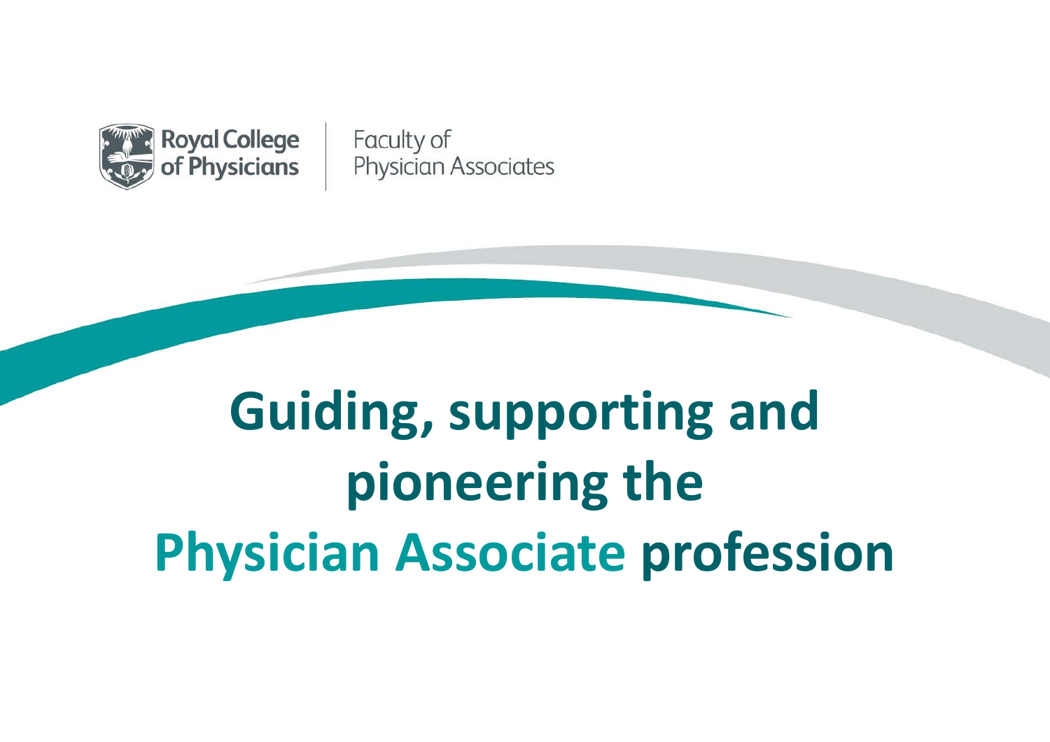Royal College of Physicians

Faculty of Physician Associates

# Guiding, supporting and pioneering the Physician Associate profession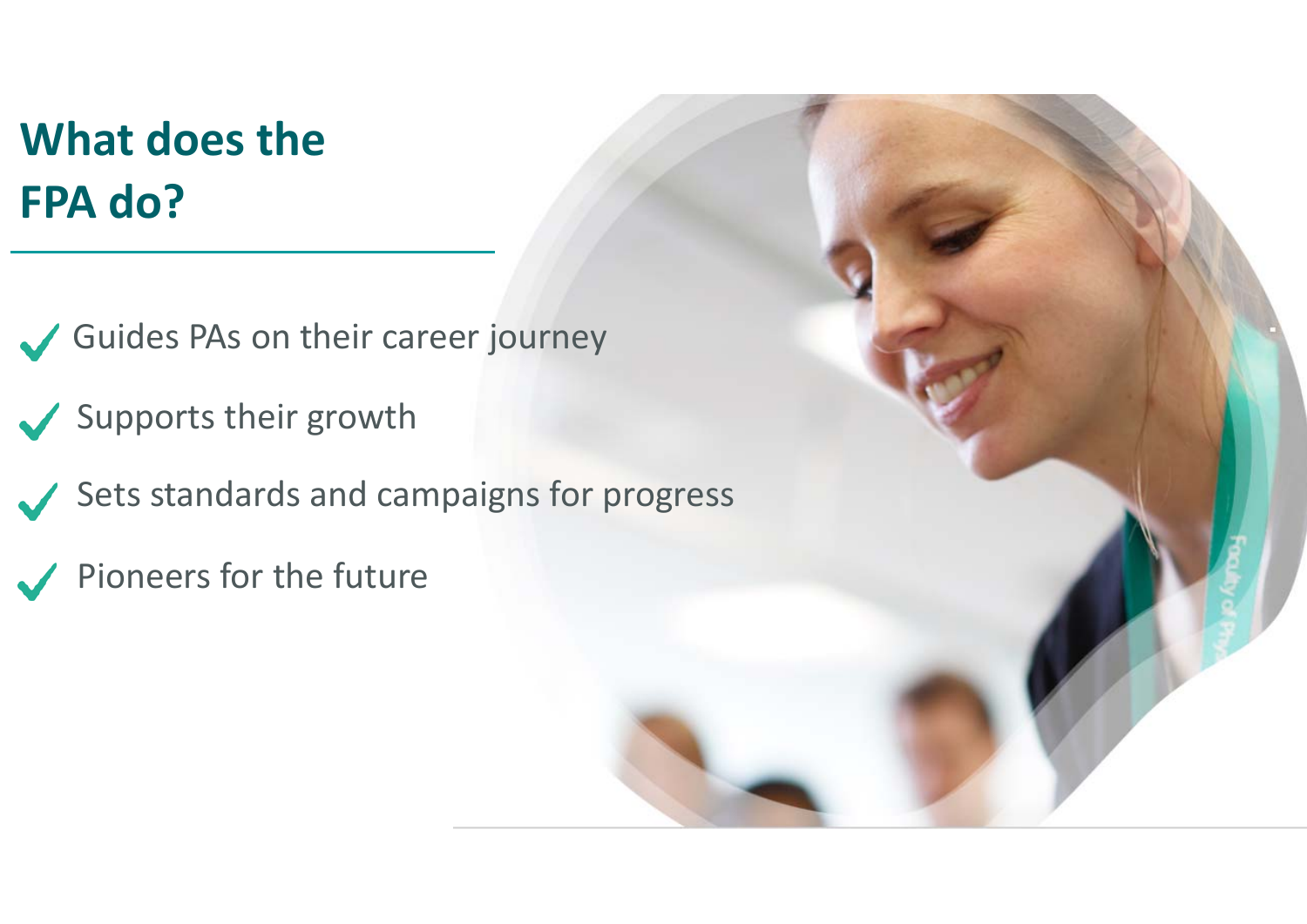# What does the FPA do?

- ✓ Guides PAs on their career journey
- ✓ Supports their growth
- ✓ Sets standards and campaigns for progress
- ✓ Pioneers for the future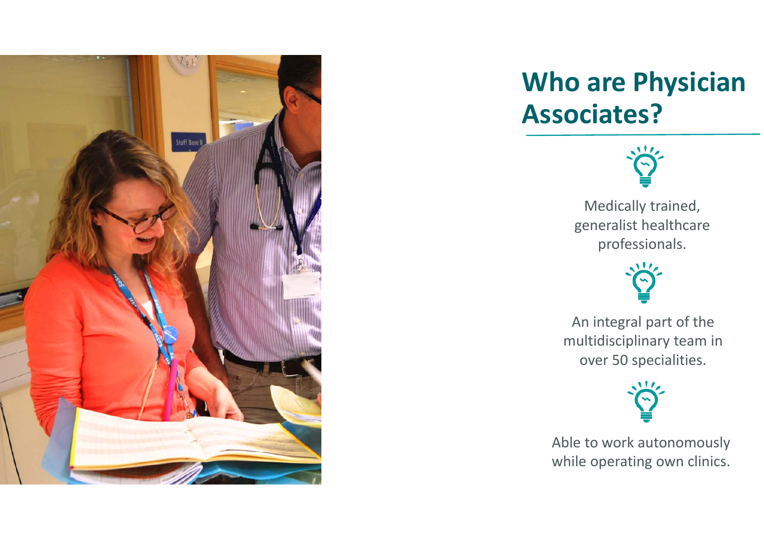# Who are Physician Associates?

Medically trained, generalist healthcare professionals.

An integral part of the multidisciplinary team in over 50 specialities.

Able to work autonomously while operating own clinics.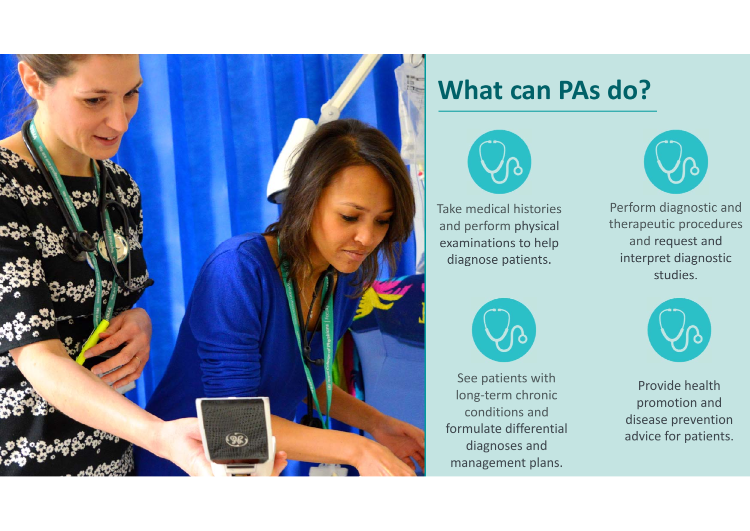# What can PAs do?

- Take medical histories and perform physical examinations to help diagnose patients.
- Perform diagnostic and therapeutic procedures and request and interpret diagnostic studies.
- See patients with long-term chronic conditions and formulate differential diagnoses and management plans.
- Provide health promotion and disease prevention advice for patients.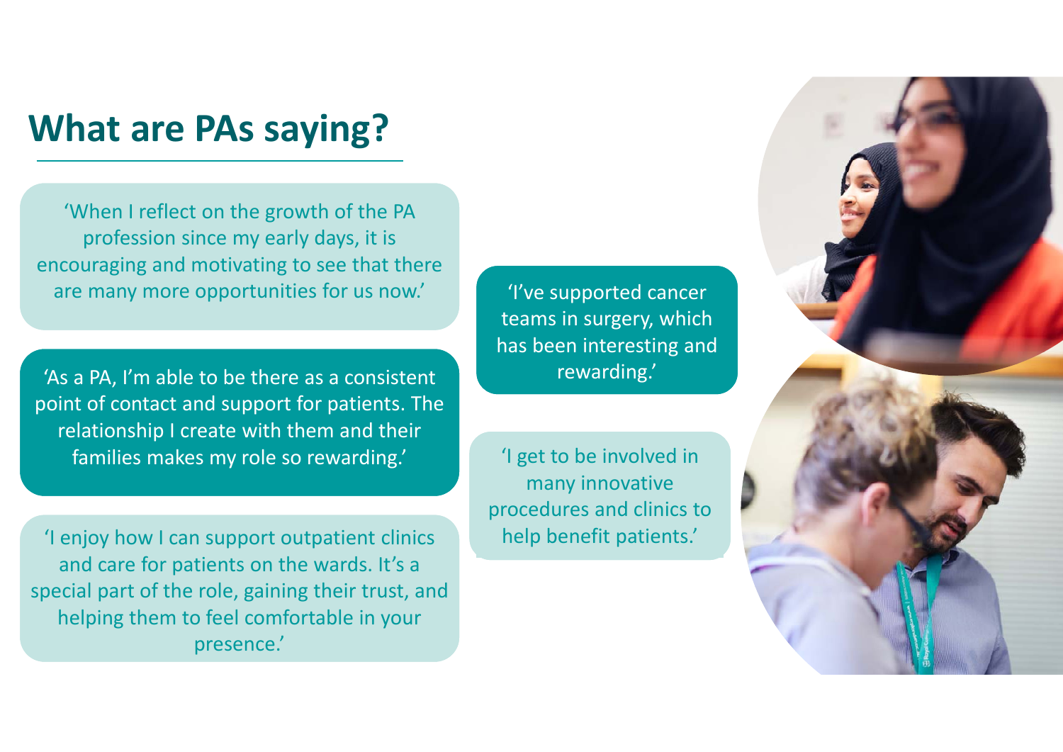## What are PAs saying?

'When I reflect on the growth of the PA profession since my early days, it is encouraging and motivating to see that there are many more opportunities for us now.'

'As a PA, I'm able to be there as a consistent point of contact and support for patients. The relationship I create with them and their families makes my role so rewarding.'

'I enjoy how I can support outpatient clinics and care for patients on the wards. It's a special part of the role, gaining their trust, and helping them to feel comfortable in your presence.'

'I've supported cancer teams in surgery, which has been interesting and rewarding.'

'I get to be involved in many innovative procedures and clinics to help benefit patients.'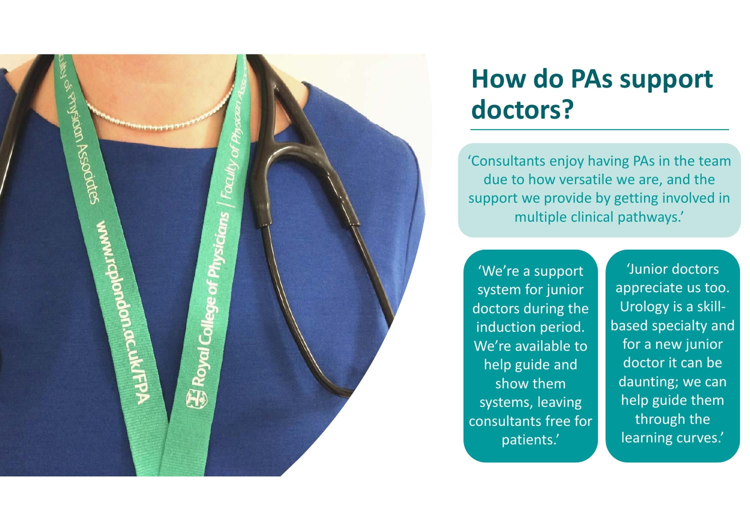# How do PAs support doctors?

'Consultants enjoy having PAs in the team due to how versatile we are, and the support we provide by getting involved in multiple clinical pathways.'

'We're a support system for junior doctors during the induction period. We're available to help guide and show them systems, leaving consultants free for patients.'

'Junior doctors appreciate us too. Urology is a skill-based specialty and for a new junior doctor it can be daunting; we can help guide them through the learning curves.'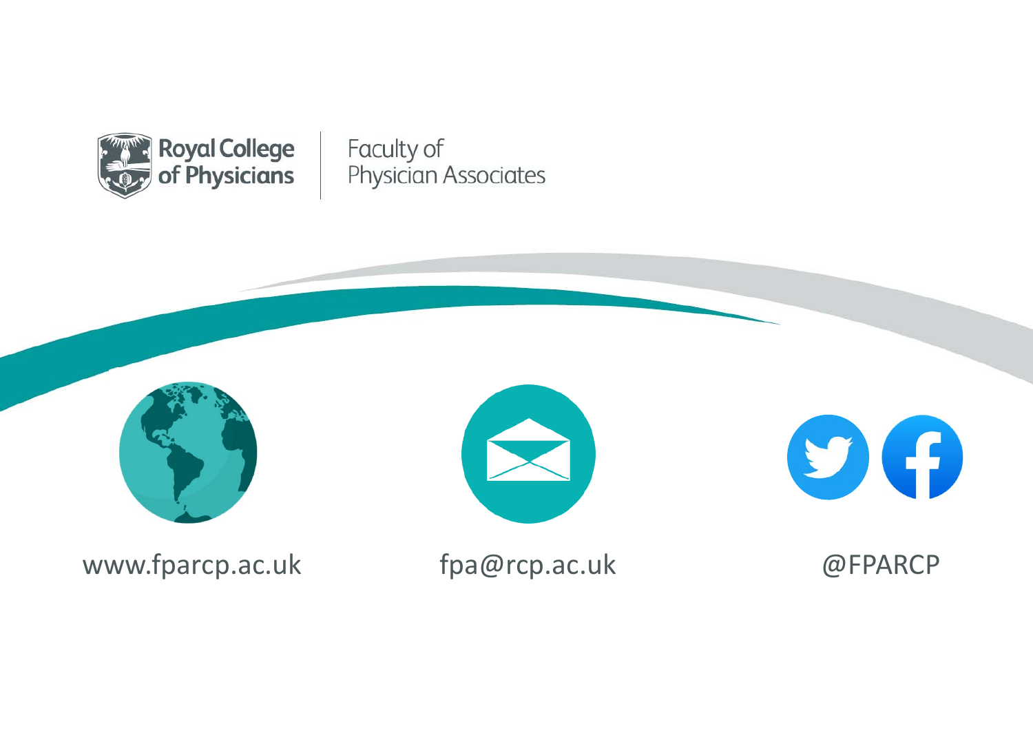Royal College of Physicians | Faculty of Physician Associates

www.fparcp.ac.uk

fpa@rcp.ac.uk

@FPARCP